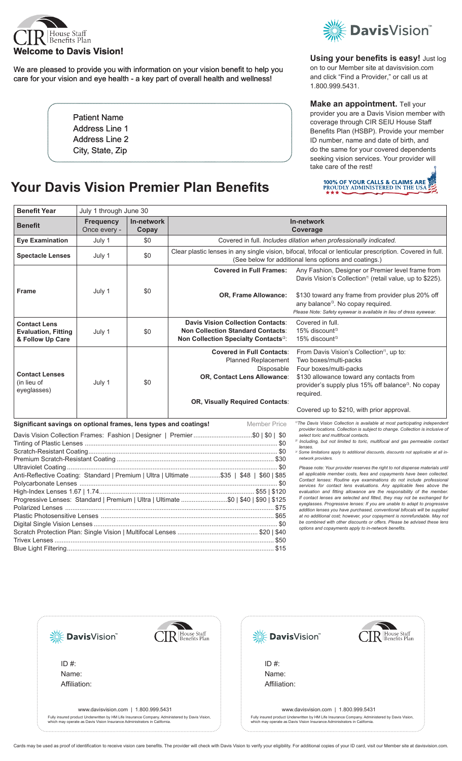**Welcome to Davis Vision!**

We are pleased to provide you with information on your vision benefit to help you care for your vision and eye health - a key part of overall health and wellness!

Patient Name
Address Line 1
Address Line 2
City, State, Zip

**Using your benefits is easy!** Just log on to our Member site at davisvision.com and click "Find a Provider," or call us at 1.800.999.5431.

**Make an appointment.** Tell your provider you are a Davis Vision member with coverage through CIR SEIU House Staff Benefits Plan (HSBP). Provide your member ID number, name and date of birth, and do the same for your covered dependents seeking vision services. Your provider will take care of the rest!

100% OF YOUR CALLS & CLAIMS ARE PROUDLY ADMINISTERED IN THE USA

# Your Davis Vision Premier Plan Benefits

| **Benefit Year** | July 1 through June 30 | | | |
|---|---|---|---|---|
| **Benefit** | **Frequency** Once every - | **In-network Copay** | **In-network Coverage** | |
| **Eye Examination** | July 1 | $0 | Covered in full. *Includes dilation when professionally indicated.* | |
| **Spectacle Lenses** | July 1 | $0 | Clear plastic lenses in any single vision, bifocal, trifocal or lenticular prescription. Covered in full. (See below for additional lens options and coatings.) | |
| **Frame** | July 1 | $0 | **Covered in Full Frames:** | Any Fashion, Designer or Premier level frame from Davis Vision's Collection[1] (retail value, up to $225). |
| | | | **OR, Frame Allowance:** | $130 toward any frame from provider plus 20% off any balance[3]. No copay required. *Please Note: Safety eyewear is available in lieu of dress eyewear.* |
| **Contact Lens Evaluation, Fitting & Follow Up Care** | July 1 | $0 | **Davis Vision Collection Contacts:** | Covered in full. |
| | | | **Non Collection Standard Contacts:** | 15% discount[3] |
| | | | **Non Collection Specialty Contacts[2]:** | 15% discount[3] |
| **Contact Lenses** (in lieu of eyeglasses) | July 1 | $0 | **Covered in Full Contacts:** | From Davis Vision's Collection[1], up to: |
| | | | Planned Replacement | Two boxes/multi-packs |
| | | | Disposable | Four boxes/multi-packs |
| | | | **OR, Contact Lens Allowance:** | $130 allowance toward any contacts from provider's supply plus 15% off balance[3]. No copay required. |
| | | | **OR, Visually Required Contacts:** | Covered up to $210, with prior approval. |

**Significant savings on optional frames, lens types and coatings!** — Member Price

| Option | Member Price |
|---|---|
| Davis Vision Collection Frames: Fashion \| Designer \| Premier | $0 \| $0 \| $0 |
| Tinting of Plastic Lenses | $0 |
| Scratch-Resistant Coating | $0 |
| Premium Scratch-Resistant Coating | $30 |
| Ultraviolet Coating | $0 |
| Anti-Reflective Coating: Standard \| Premium \| Ultra \| Ultimate | $35 \| $48 \| $60 \| $85 |
| Polycarbonate Lenses | $0 |
| High-Index Lenses 1.67 \| 1.74 | $55 \| $120 |
| Progressive Lenses: Standard \| Premium \| Ultra \| Ultimate | $0 \| $40 \| $90 \| $125 |
| Polarized Lenses | $75 |
| Plastic Photosensitive Lenses | $65 |
| Digital Single Vision Lenses | $0 |
| Scratch Protection Plan: Single Vision \| Multifocal Lenses | $20 \| $40 |
| Trivex Lenses | $50 |
| Blue Light Filtering | $15 |

*[1] The Davis Vision Collection is available at most participating independent provider locations. Collection is subject to change. Collection is inclusive of select toric and multifocal contacts.*

*[2] Including, but not limited to toric, multifocal and gas permeable contact lenses.*

*[3] Some limitations apply to additional discounts, discounts not applicable at all in-network providers.*

*Please note: Your provider reserves the right to not dispense materials until all applicable member costs, fees and copayments have been collected. Contact lenses: Routine eye examinations do not include professional services for contact lens evaluations. Any applicable fees above the evaluation and fitting allowance are the responsibility of the member. If contact lenses are selected and fitted, they may not be exchanged for eyeglasses. Progressive lenses: If you are unable to adapt to progressive addition lenses you have purchased, conventional bifocals will be supplied at no additional cost; however, your copayment is nonrefundable. May not be combined with other discounts or offers. Please be advised these lens options and copayments apply to in-network benefits.*

---

DavisVision | CIR House Staff Benefits Plan

ID #:
Name:
Affiliation:

www.davisvision.com | 1.800.999.5431

Fully insured product Underwritten by HM Life Insurance Company. Administered by Davis Vision, which may operate as Davis Vision Insurance Administrators in California.

---

DavisVision | CIR House Staff Benefits Plan

ID #:
Name:
Affiliation:

www.davisvision.com | 1.800.999.5431

Fully insured product Underwritten by HM Life Insurance Company. Administered by Davis Vision, which may operate as Davis Vision Insurance Administrators in California.

---

Cards may be used as proof of identification to receive vision care benefits. The provider will check with Davis Vision to verify your eligibility. For additional copies of your ID card, visit our Member site at davisvision.com.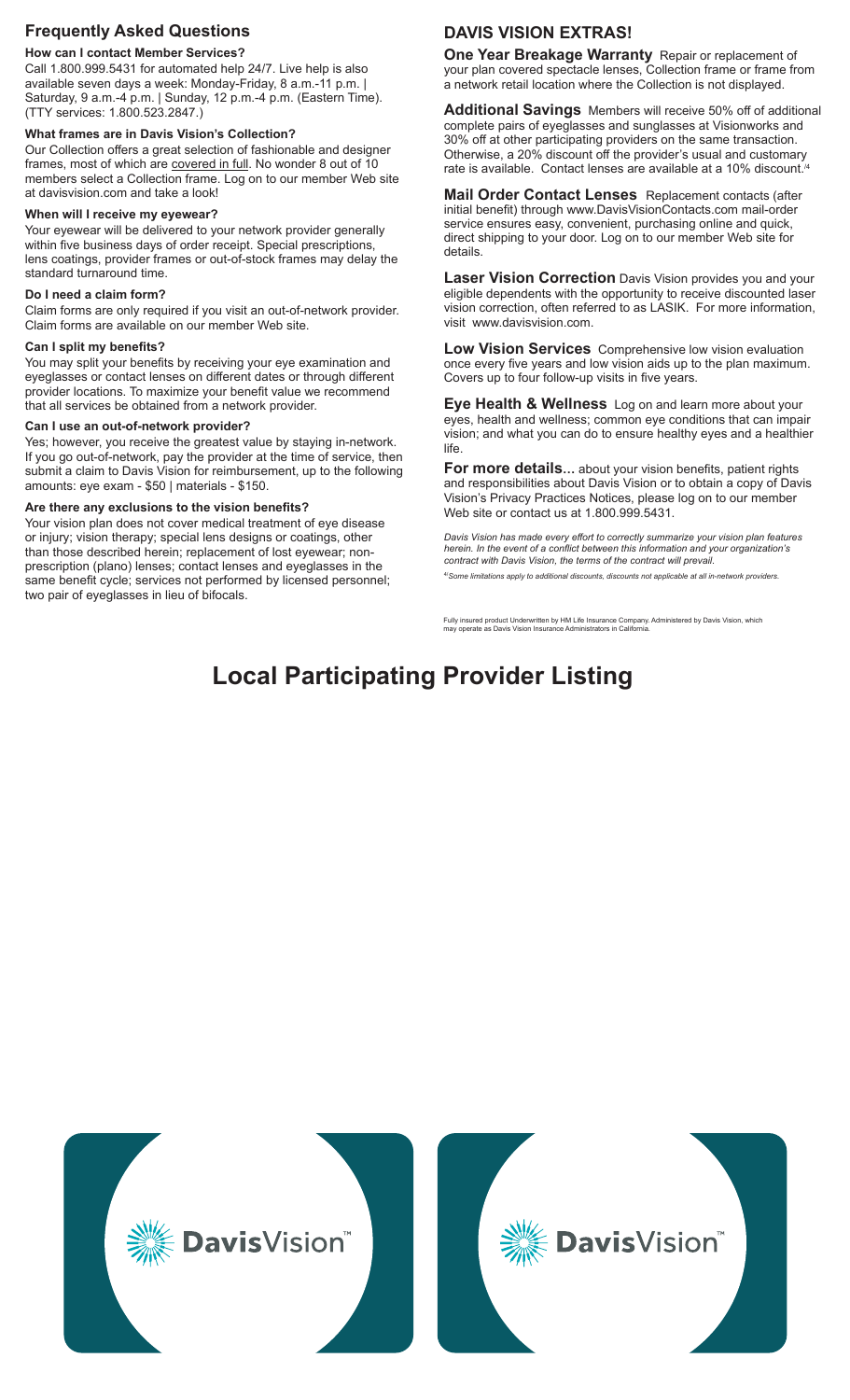## Frequently Asked Questions

### How can I contact Member Services?

Call 1.800.999.5431 for automated help 24/7. Live help is also available seven days a week: Monday-Friday, 8 a.m.-11 p.m. | Saturday, 9 a.m.-4 p.m. | Sunday, 12 p.m.-4 p.m. (Eastern Time). (TTY services: 1.800.523.2847.)

### What frames are in Davis Vision's Collection?

Our Collection offers a great selection of fashionable and designer frames, most of which are covered in full. No wonder 8 out of 10 members select a Collection frame. Log on to our member Web site at davisvision.com and take a look!

### When will I receive my eyewear?

Your eyewear will be delivered to your network provider generally within five business days of order receipt. Special prescriptions, lens coatings, provider frames or out-of-stock frames may delay the standard turnaround time.

### Do I need a claim form?

Claim forms are only required if you visit an out-of-network provider. Claim forms are available on our member Web site.

### Can I split my benefits?

You may split your benefits by receiving your eye examination and eyeglasses or contact lenses on different dates or through different provider locations. To maximize your benefit value we recommend that all services be obtained from a network provider.

### Can I use an out-of-network provider?

Yes; however, you receive the greatest value by staying in-network. If you go out-of-network, pay the provider at the time of service, then submit a claim to Davis Vision for reimbursement, up to the following amounts: eye exam - $50 | materials - $150.

### Are there any exclusions to the vision benefits?

Your vision plan does not cover medical treatment of eye disease or injury; vision therapy; special lens designs or coatings, other than those described herein; replacement of lost eyewear; non-prescription (plano) lenses; contact lenses and eyeglasses in the same benefit cycle; services not performed by licensed personnel; two pair of eyeglasses in lieu of bifocals.

## DAVIS VISION EXTRAS!

**One Year Breakage Warranty** Repair or replacement of your plan covered spectacle lenses, Collection frame or frame from a network retail location where the Collection is not displayed.

**Additional Savings** Members will receive 50% off of additional complete pairs of eyeglasses and sunglasses at Visionworks and 30% off at other participating providers on the same transaction. Otherwise, a 20% discount off the provider's usual and customary rate is available. Contact lenses are available at a 10% discount.[4]

**Mail Order Contact Lenses** Replacement contacts (after initial benefit) through www.DavisVisionContacts.com mail-order service ensures easy, convenient, purchasing online and quick, direct shipping to your door. Log on to our member Web site for details.

**Laser Vision Correction** Davis Vision provides you and your eligible dependents with the opportunity to receive discounted laser vision correction, often referred to as LASIK. For more information, visit www.davisvision.com.

**Low Vision Services** Comprehensive low vision evaluation once every five years and low vision aids up to the plan maximum. Covers up to four follow-up visits in five years.

**Eye Health & Wellness** Log on and learn more about your eyes, health and wellness; common eye conditions that can impair vision; and what you can do to ensure healthy eyes and a healthier life.

**For more details...** about your vision benefits, patient rights and responsibilities about Davis Vision or to obtain a copy of Davis Vision's Privacy Practices Notices, please log on to our member Web site or contact us at 1.800.999.5431.

*Davis Vision has made every effort to correctly summarize your vision plan features herein. In the event of a conflict between this information and your organization's contract with Davis Vision, the terms of the contract will prevail.*

*[4] Some limitations apply to additional discounts, discounts not applicable at all in-network providers.*

Fully insured product Underwritten by HM Life Insurance Company. Administered by Davis Vision, which may operate as Davis Vision Insurance Administrators in California.

# Local Participating Provider Listing

DavisVision™

DavisVision™